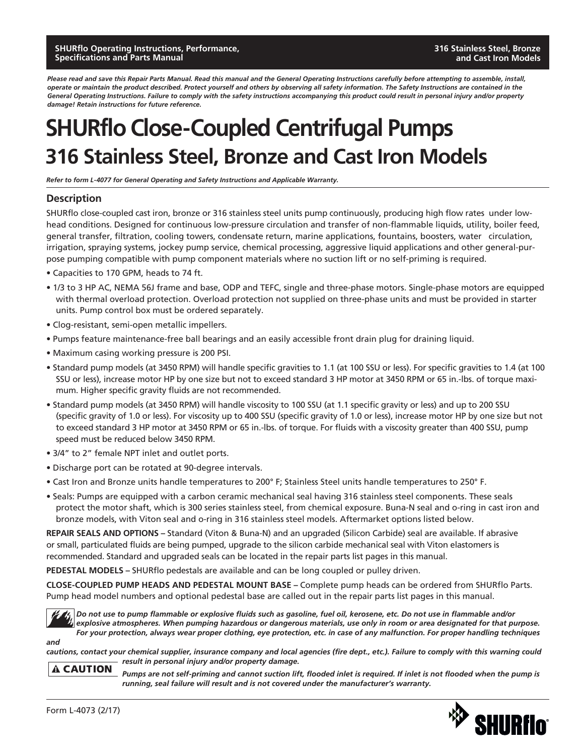*Please read and save this Repair Parts Manual. Read this manual and the General Operating Instructions carefully before attempting to assemble, install, operate or maintain the product described. Protect yourself and others by observing all safety information. The Safety Instructions are contained in the General Operating Instructions. Failure to comply with the safety instructions accompanying this product could result in personal injury and/or property damage! Retain instructions for future reference.*

# SHURflo Close-Coupled Centrifugal Pumps

## 316 Stainless Steel, Bronze and Cast Iron Models

*Refer to form L-4077 for General Operating and Safety Instructions and Applicable Warranty.*

### Description

SHURflo close-coupled cast iron, bronze or 316 stainless steel units pump continuously, producing high flow rates under low-head conditions. Designed for continuous low-pressure circulation and transfer of non-flammable liquids, utility, boiler feed, general transfer, filtration, cooling towers, condensate return, marine applications, fountains, boosters, water circulation, irrigation, spraying systems, jockey pump service, chemical processing, aggressive liquid applications and other general-purpose pumping compatible with pump component materials where no suction lift or no self-priming is required.

- Capacities to 170 GPM, heads to 74 ft.
- 1/3 to 3 HP AC, NEMA 56J frame and base, ODP and TEFC, single and three-phase motors. Single-phase motors are equipped with thermal overload protection. Overload protection not supplied on three-phase units and must be provided in starter units. Pump control box must be ordered separately.
- Clog-resistant, semi-open metallic impellers.
- Pumps feature maintenance-free ball bearings and an easily accessible front drain plug for draining liquid.
- Maximum casing working pressure is 200 PSI.
- Standard pump models (at 3450 RPM) will handle specific gravities to 1.1 (at 100 SSU or less). For specific gravities to 1.4 (at 100 SSU or less), increase motor HP by one size but not to exceed standard 3 HP motor at 3450 RPM or 65 in.-lbs. of torque maximum. Higher specific gravity fluids are not recommended.
- Standard pump models (at 3450 RPM) will handle viscosity to 100 SSU (at 1.1 specific gravity or less) and up to 200 SSU (specific gravity of 1.0 or less). For viscosity up to 400 SSU (specific gravity of 1.0 or less), increase motor HP by one size but not to exceed standard 3 HP motor at 3450 RPM or 65 in.-lbs. of torque. For fluids with a viscosity greater than 400 SSU, pump speed must be reduced below 3450 RPM.
- 3/4" to 2" female NPT inlet and outlet ports.
- Discharge port can be rotated at 90-degree intervals.
- Cast Iron and Bronze units handle temperatures to 200° F; Stainless Steel units handle temperatures to 250° F.
- Seals: Pumps are equipped with a carbon ceramic mechanical seal having 316 stainless steel components. These seals protect the motor shaft, which is 300 series stainless steel, from chemical exposure. Buna-N seal and o-ring in cast iron and bronze models, with Viton seal and o-ring in 316 stainless steel models. Aftermarket options listed below.

**REPAIR SEALS AND OPTIONS –** Standard (Viton & Buna-N) and an upgraded (Silicon Carbide) seal are available. If abrasive or small, particulated fluids are being pumped, upgrade to the silicon carbide mechanical seal with Viton elastomers is recommended. Standard and upgraded seals can be located in the repair parts list pages in this manual.

**PEDESTAL MODELS –** SHURflo pedestals are available and can be long coupled or pulley driven.

**CLOSE-COUPLED PUMP HEADS AND PEDESTAL MOUNT BASE –** Complete pump heads can be ordered from SHURflo Parts. Pump head model numbers and optional pedestal base are called out in the repair parts list pages in this manual.

***Do not use to pump flammable or explosive fluids such as gasoline, fuel oil, kerosene, etc. Do not use in flammable and/or explosive atmospheres. When pumping hazardous or dangerous materials, use only in room or area designated for that purpose. For your protection, always wear proper clothing, eye protection, etc. in case of any malfunction. For proper handling techniques and cautions, contact your chemical supplier, insurance company and local agencies (fire dept., etc.). Failure to comply with this warning could result in personal injury and/or property damage.***

**⚠ CAUTION** ***Pumps are not self-priming and cannot suction lift, flooded inlet is required. If inlet is not flooded when the pump is running, seal failure will result and is not covered under the manufacturer's warranty.***

Form L-4073 (2/17)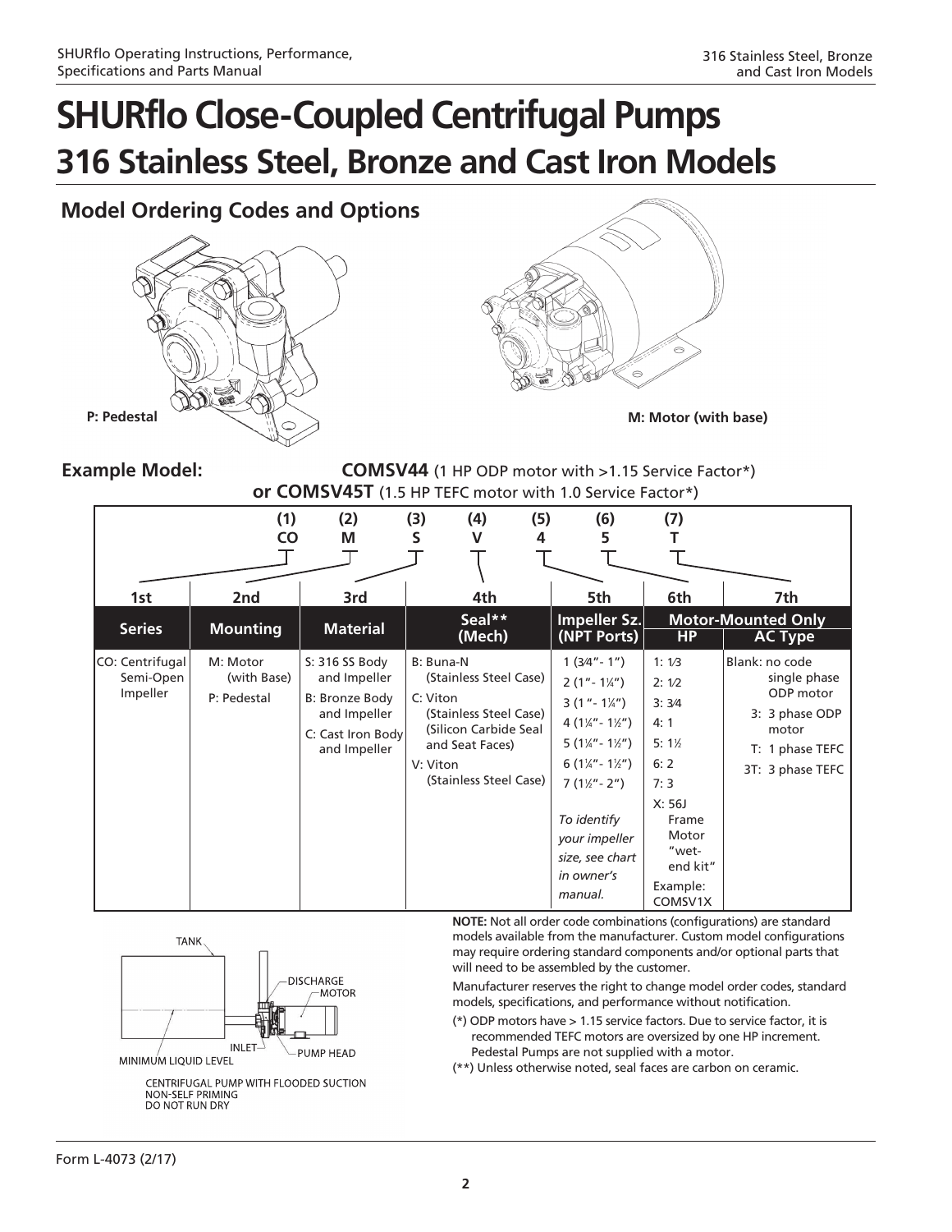# SHURflo Close-Coupled Centrifugal Pumps

## 316 Stainless Steel, Bronze and Cast Iron Models

### Model Ordering Codes and Options

P: Pedestal

M: Motor (with base)

**Example Model:** **COMSV44** (1 HP ODP motor with >1.15 Service Factor*)
**or COMSV45T** (1.5 HP TEFC motor with 1.0 Service Factor*)

| (1) CO | (2) M | (3) S | (4) V | (5) 4 | (6) 5 | (7) T |
|---|---|---|---|---|---|---|
| **1st** | **2nd** | **3rd** | **4th** | **5th** | **6th** | **7th** |
| **Series** | **Mounting** | **Material** | **Seal** (Mech)** | **Impeller Sz. (NPT Ports)** | **Motor-Mounted Only HP** | **AC Type** |
| CO: Centrifugal Semi-Open Impeller | M: Motor (with Base)<br>P: Pedestal | S: 316 SS Body and Impeller<br>B: Bronze Body and Impeller<br>C: Cast Iron Body and Impeller | B: Buna-N (Stainless Steel Case)<br>C: Viton (Stainless Steel Case) (Silicon Carbide Seal and Seat Faces)<br>V: Viton (Stainless Steel Case) | 1 (3⁄4"- 1")<br>2 (1"- 1¼")<br>3 (1 "- 1¼")<br>4 (1¼"- 1½")<br>5 (1¼"- 1½")<br>6 (1¼"- 1½")<br>7 (1½"- 2")<br>*To identify your impeller size, see chart in owner's manual.* | 1: 1⁄3<br>2: 1⁄2<br>3: 3⁄4<br>4: 1<br>5: 1½<br>6: 2<br>7: 3<br>X: 56J Frame Motor "wet-end kit"<br>Example: COMSV1X | Blank: no code single phase ODP motor<br>3: 3 phase ODP motor<br>T: 1 phase TEFC<br>3T: 3 phase TEFC |

TANK

DISCHARGE

MOTOR

INLET

PUMP HEAD

MINIMUM LIQUID LEVEL

CENTRIFUGAL PUMP WITH FLOODED SUCTION
NON-SELF PRIMING
DO NOT RUN DRY

**NOTE:** Not all order code combinations (configurations) are standard models available from the manufacturer. Custom model configurations may require ordering standard components and/or optional parts that will need to be assembled by the customer.

Manufacturer reserves the right to change model order codes, standard models, specifications, and performance without notification.

(*) ODP motors have > 1.15 service factors. Due to service factor, it is recommended TEFC motors are oversized by one HP increment. Pedestal Pumps are not supplied with a motor.

(**) Unless otherwise noted, seal faces are carbon on ceramic.

Form L-4073 (2/17)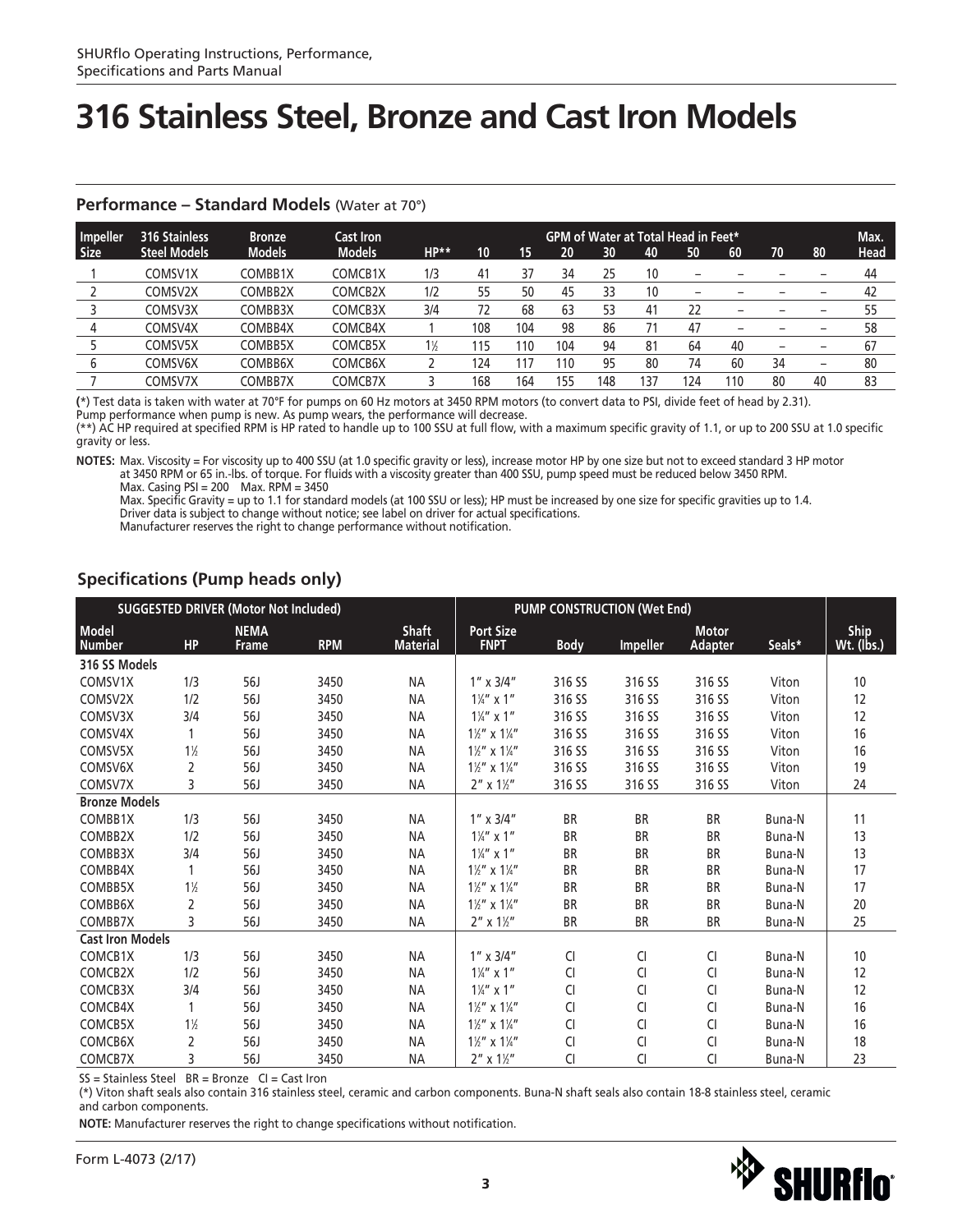# 316 Stainless Steel, Bronze and Cast Iron Models

## Performance – Standard Models (Water at 70°)

| Impeller Size | 316 Stainless Steel Models | Bronze Models | Cast Iron Models | HP** | GPM of Water at Total Head in Feet* | | | | | | | | | Max. Head |
|---|---|---|---|---|---|---|---|---|---|---|---|---|---|---|
| | | | | | 10 | 15 | 20 | 30 | 40 | 50 | 60 | 70 | 80 | |
| 1 | COMSV1X | COMBB1X | COMCB1X | 1/3 | 41 | 37 | 34 | 25 | 10 | – | – | – | – | 44 |
| 2 | COMSV2X | COMBB2X | COMCB2X | 1/2 | 55 | 50 | 45 | 33 | 10 | – | – | – | – | 42 |
| 3 | COMSV3X | COMBB3X | COMCB3X | 3/4 | 72 | 68 | 63 | 53 | 41 | 22 | – | – | – | 55 |
| 4 | COMSV4X | COMBB4X | COMCB4X | 1 | 108 | 104 | 98 | 86 | 71 | 47 | – | – | – | 58 |
| 5 | COMSV5X | COMBB5X | COMCB5X | 1½ | 115 | 110 | 104 | 94 | 81 | 64 | 40 | – | – | 67 |
| 6 | COMSV6X | COMBB6X | COMCB6X | 2 | 124 | 117 | 110 | 95 | 80 | 74 | 60 | 34 | – | 80 |
| 7 | COMSV7X | COMBB7X | COMCB7X | 3 | 168 | 164 | 155 | 148 | 137 | 124 | 110 | 80 | 40 | 83 |

(*) Test data is taken with water at 70°F for pumps on 60 Hz motors at 3450 RPM motors (to convert data to PSI, divide feet of head by 2.31).
Pump performance when pump is new. As pump wears, the performance will decrease.
(**) AC HP required at specified RPM is HP rated to handle up to 100 SSU at full flow, with a maximum specific gravity of 1.1, or up to 200 SSU at 1.0 specific gravity or less.

**NOTES:** Max. Viscosity = For viscosity up to 400 SSU (at 1.0 specific gravity or less), increase motor HP by one size but not to exceed standard 3 HP motor at 3450 RPM or 65 in.-lbs. of torque. For fluids with a viscosity greater than 400 SSU, pump speed must be reduced below 3450 RPM.
Max. Casing PSI = 200  Max. RPM = 3450
Max. Specific Gravity = up to 1.1 for standard models (at 100 SSU or less); HP must be increased by one size for specific gravities up to 1.4.
Driver data is subject to change without notice; see label on driver for actual specifications.
Manufacturer reserves the right to change performance without notification.

## Specifications (Pump heads only)

| SUGGESTED DRIVER (Motor Not Included) | | | | | PUMP CONSTRUCTION (Wet End) | | | | | |
|---|---|---|---|---|---|---|---|---|---|---|
| Model Number | HP | NEMA Frame | RPM | Shaft Material | Port Size FNPT | Body | Impeller | Motor Adapter | Seals* | Ship Wt. (lbs.) |
| **316 SS Models** | | | | | | | | | | |
| COMSV1X | 1/3 | 56J | 3450 | NA | 1″ x 3/4″ | 316 SS | 316 SS | 316 SS | Viton | 10 |
| COMSV2X | 1/2 | 56J | 3450 | NA | 1¼″ x 1″ | 316 SS | 316 SS | 316 SS | Viton | 12 |
| COMSV3X | 3/4 | 56J | 3450 | NA | 1¼″ x 1″ | 316 SS | 316 SS | 316 SS | Viton | 12 |
| COMSV4X | 1 | 56J | 3450 | NA | 1½″ x 1¼″ | 316 SS | 316 SS | 316 SS | Viton | 16 |
| COMSV5X | 1½ | 56J | 3450 | NA | 1½″ x 1¼″ | 316 SS | 316 SS | 316 SS | Viton | 16 |
| COMSV6X | 2 | 56J | 3450 | NA | 1½″ x 1¼″ | 316 SS | 316 SS | 316 SS | Viton | 19 |
| COMSV7X | 3 | 56J | 3450 | NA | 2″ x 1½″ | 316 SS | 316 SS | 316 SS | Viton | 24 |
| **Bronze Models** | | | | | | | | | | |
| COMBB1X | 1/3 | 56J | 3450 | NA | 1″ x 3/4″ | BR | BR | BR | Buna-N | 11 |
| COMBB2X | 1/2 | 56J | 3450 | NA | 1¼″ x 1″ | BR | BR | BR | Buna-N | 13 |
| COMBB3X | 3/4 | 56J | 3450 | NA | 1¼″ x 1″ | BR | BR | BR | Buna-N | 13 |
| COMBB4X | 1 | 56J | 3450 | NA | 1½″ x 1¼″ | BR | BR | BR | Buna-N | 17 |
| COMBB5X | 1½ | 56J | 3450 | NA | 1½″ x 1¼″ | BR | BR | BR | Buna-N | 17 |
| COMBB6X | 2 | 56J | 3450 | NA | 1½″ x 1¼″ | BR | BR | BR | Buna-N | 20 |
| COMBB7X | 3 | 56J | 3450 | NA | 2″ x 1½″ | BR | BR | BR | Buna-N | 25 |
| **Cast Iron Models** | | | | | | | | | | |
| COMCB1X | 1/3 | 56J | 3450 | NA | 1″ x 3/4″ | CI | CI | CI | Buna-N | 10 |
| COMCB2X | 1/2 | 56J | 3450 | NA | 1¼″ x 1″ | CI | CI | CI | Buna-N | 12 |
| COMCB3X | 3/4 | 56J | 3450 | NA | 1¼″ x 1″ | CI | CI | CI | Buna-N | 12 |
| COMCB4X | 1 | 56J | 3450 | NA | 1½″ x 1¼″ | CI | CI | CI | Buna-N | 16 |
| COMCB5X | 1½ | 56J | 3450 | NA | 1½″ x 1¼″ | CI | CI | CI | Buna-N | 16 |
| COMCB6X | 2 | 56J | 3450 | NA | 1½″ x 1¼″ | CI | CI | CI | Buna-N | 18 |
| COMCB7X | 3 | 56J | 3450 | NA | 2″ x 1½″ | CI | CI | CI | Buna-N | 23 |

SS = Stainless Steel  BR = Bronze  CI = Cast Iron
(*) Viton shaft seals also contain 316 stainless steel, ceramic and carbon components. Buna-N shaft seals also contain 18-8 stainless steel, ceramic and carbon components.

**NOTE:** Manufacturer reserves the right to change specifications without notification.

Form L-4073 (2/17)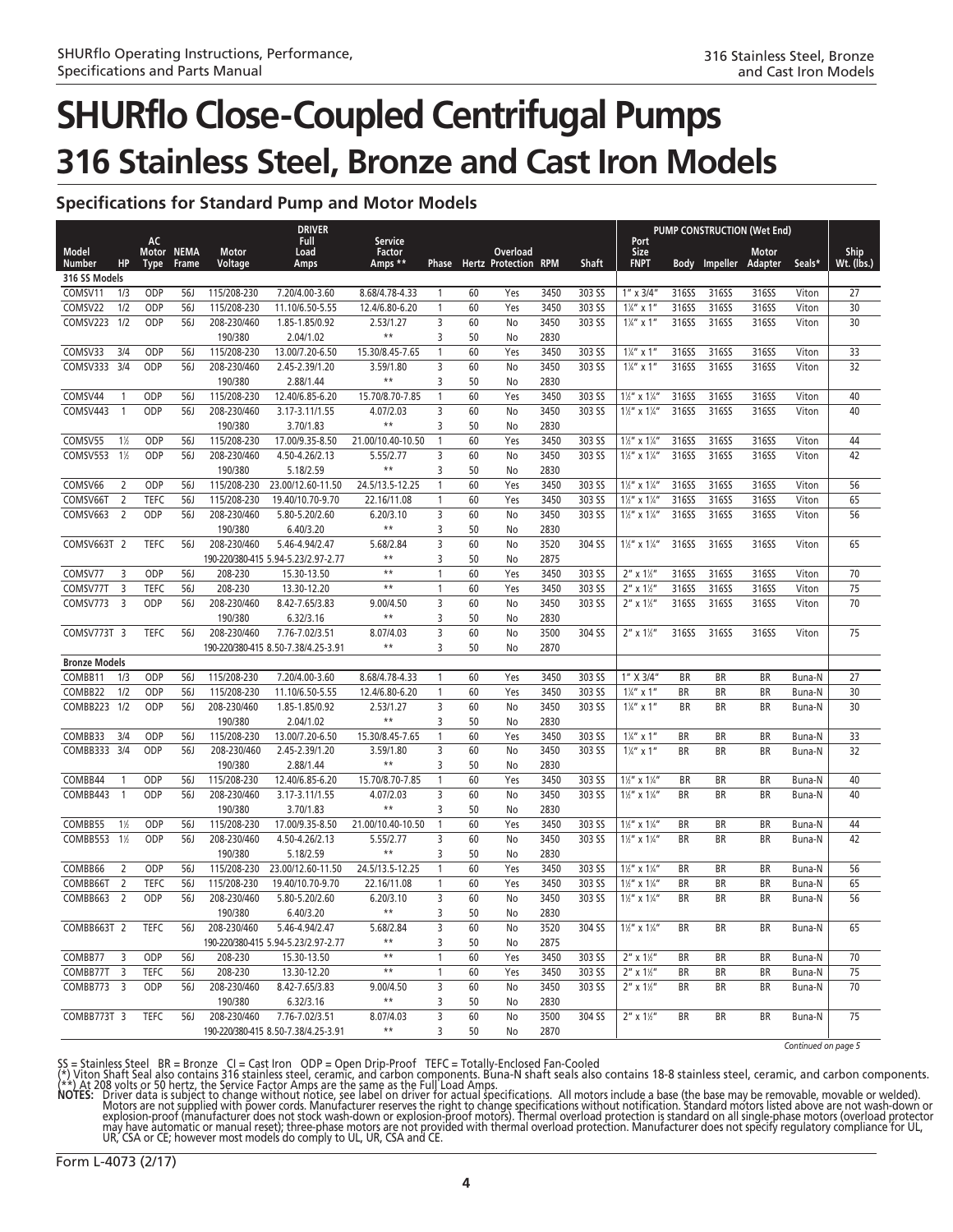# SHURflo Close-Coupled Centrifugal Pumps

## 316 Stainless Steel, Bronze and Cast Iron Models

### Specifications for Standard Pump and Motor Models

| Model Number | HP | AC Motor Type | NEMA Frame | Motor Voltage | DRIVER Full Load Amps | Service Factor Amps ** | Phase | Hertz | Overload Protection | RPM | Shaft | Port Size FNPT | Body | Impeller | Motor Adapter | Seals* | Ship Wt. (lbs.) |
|---|---|---|---|---|---|---|---|---|---|---|---|---|---|---|---|---|---|
| **316 SS Models** | | | | | | | | | | | | | | | | | |
| COMSV11 | 1/3 | ODP | 56J | 115/208-230 | 7.20/4.00-3.60 | 8.68/4.78-4.33 | 1 | 60 | Yes | 3450 | 303 SS | 1" x 3/4" | 316SS | 316SS | 316SS | Viton | 27 |
| COMSV22 | 1/2 | ODP | 56J | 115/208-230 | 11.10/6.50-5.55 | 12.4/6.80-6.20 | 1 | 60 | Yes | 3450 | 303 SS | 1¼" x 1" | 316SS | 316SS | 316SS | Viton | 30 |
| COMSV223 | 1/2 | ODP | 56J | 208-230/460 | 1.85-1.85/0.92 | 2.53/1.27 | 3 | 60 | No | 3450 | 303 SS | 1¼" x 1" | 316SS | 316SS | 316SS | Viton | 30 |
| | | | | 190/380 | 2.04/1.02 | ** | 3 | 50 | No | 2830 | | | | | | | |
| COMSV33 | 3/4 | ODP | 56J | 115/208-230 | 13.00/7.20-6.50 | 15.30/8.45-7.65 | 1 | 60 | Yes | 3450 | 303 SS | 1¼" x 1" | 316SS | 316SS | 316SS | Viton | 33 |
| COMSV333 | 3/4 | ODP | 56J | 208-230/460 | 2.45-2.39/1.20 | 3.59/1.80 | 3 | 60 | No | 3450 | 303 SS | 1¼" x 1" | 316SS | 316SS | 316SS | Viton | 32 |
| | | | | 190/380 | 2.88/1.44 | ** | 3 | 50 | No | 2830 | | | | | | | |
| COMSV44 | 1 | ODP | 56J | 115/208-230 | 12.40/6.85-6.20 | 15.70/8.70-7.85 | 1 | 60 | Yes | 3450 | 303 SS | 1½" x 1¼" | 316SS | 316SS | 316SS | Viton | 40 |
| COMSV443 | 1 | ODP | 56J | 208-230/460 | 3.17-3.11/1.55 | 4.07/2.03 | 3 | 60 | No | 3450 | 303 SS | 1½" x 1¼" | 316SS | 316SS | 316SS | Viton | 40 |
| | | | | 190/380 | 3.70/1.83 | ** | 3 | 50 | No | 2830 | | | | | | | |
| COMSV55 | 1½ | ODP | 56J | 115/208-230 | 17.00/9.35-8.50 | 21.00/10.40-10.50 | 1 | 60 | Yes | 3450 | 303 SS | 1½" x 1¼" | 316SS | 316SS | 316SS | Viton | 44 |
| COMSV553 | 1½ | ODP | 56J | 208-230/460 | 4.50-4.26/2.13 | 5.55/2.77 | 3 | 60 | No | 3450 | 303 SS | 1½" x 1¼" | 316SS | 316SS | 316SS | Viton | 42 |
| | | | | 190/380 | 5.18/2.59 | ** | 3 | 50 | No | 2830 | | | | | | | |
| COMSV66 | 2 | ODP | 56J | 115/208-230 | 23.00/12.60-11.50 | 24.5/13.5-12.25 | 1 | 60 | Yes | 3450 | 303 SS | 1½" x 1¼" | 316SS | 316SS | 316SS | Viton | 56 |
| COMSV66T | 2 | TEFC | 56J | 115/208-230 | 19.40/10.70-9.70 | 22.16/11.08 | 1 | 60 | Yes | 3450 | 303 SS | 1½" x 1¼" | 316SS | 316SS | 316SS | Viton | 65 |
| COMSV663 | 2 | ODP | 56J | 208-230/460 | 5.80-5.20/2.60 | 6.20/3.10 | 3 | 60 | No | 3450 | 303 SS | 1½" x 1¼" | 316SS | 316SS | 316SS | Viton | 56 |
| | | | | 190/380 | 6.40/3.20 | ** | 3 | 50 | No | 2830 | | | | | | | |
| COMSV663T | 2 | TEFC | 56J | 208-230/460 | 5.46-4.94/2.47 | 5.68/2.84 | 3 | 60 | No | 3520 | 304 SS | 1½" x 1¼" | 316SS | 316SS | 316SS | Viton | 65 |
| | | | | 190-220/380-415 | 5.94-5.23/2.97-2.77 | ** | 3 | 50 | No | 2875 | | | | | | | |
| COMSV77 | 3 | ODP | 56J | 208-230 | 15.30-13.50 | ** | 1 | 60 | Yes | 3450 | 303 SS | 2" x 1½" | 316SS | 316SS | 316SS | Viton | 70 |
| COMSV77T | 3 | TEFC | 56J | 208-230 | 13.30-12.20 | ** | 1 | 60 | Yes | 3450 | 303 SS | 2" x 1½" | 316SS | 316SS | 316SS | Viton | 75 |
| COMSV773 | 3 | ODP | 56J | 208-230/460 | 8.42-7.65/3.83 | 9.00/4.50 | 3 | 60 | No | 3450 | 303 SS | 2" x 1½" | 316SS | 316SS | 316SS | Viton | 70 |
| | | | | 190/380 | 6.32/3.16 | ** | 3 | 50 | No | 2830 | | | | | | | |
| COMSV773T | 3 | TEFC | 56J | 208-230/460 | 7.76-7.02/3.51 | 8.07/4.03 | 3 | 60 | No | 3500 | 304 SS | 2" x 1½" | 316SS | 316SS | 316SS | Viton | 75 |
| | | | | 190-220/380-415 | 8.50-7.38/4.25-3.91 | ** | 3 | 50 | No | 2870 | | | | | | | |
| **Bronze Models** | | | | | | | | | | | | | | | | | |
| COMBB11 | 1/3 | ODP | 56J | 115/208-230 | 7.20/4.00-3.60 | 8.68/4.78-4.33 | 1 | 60 | Yes | 3450 | 303 SS | 1" X 3/4" | BR | BR | BR | Buna-N | 27 |
| COMBB22 | 1/2 | ODP | 56J | 115/208-230 | 11.10/6.50-5.55 | 12.4/6.80-6.20 | 1 | 60 | Yes | 3450 | 303 SS | 1¼" x 1" | BR | BR | BR | Buna-N | 30 |
| COMBB223 | 1/2 | ODP | 56J | 208-230/460 | 1.85-1.85/0.92 | 2.53/1.27 | 3 | 60 | No | 3450 | 303 SS | 1¼" x 1" | BR | BR | BR | Buna-N | 30 |
| | | | | 190/380 | 2.04/1.02 | ** | 3 | 50 | No | 2830 | | | | | | | |
| COMBB33 | 3/4 | ODP | 56J | 115/208-230 | 13.00/7.20-6.50 | 15.30/8.45-7.65 | 1 | 60 | Yes | 3450 | 303 SS | 1¼" x 1" | BR | BR | BR | Buna-N | 33 |
| COMBB333 | 3/4 | ODP | 56J | 208-230/460 | 2.45-2.39/1.20 | 3.59/1.80 | 3 | 60 | No | 3450 | 303 SS | 1¼" x 1" | BR | BR | BR | Buna-N | 32 |
| | | | | 190/380 | 2.88/1.44 | ** | 3 | 50 | No | 2830 | | | | | | | |
| COMBB44 | 1 | ODP | 56J | 115/208-230 | 12.40/6.85-6.20 | 15.70/8.70-7.85 | 1 | 60 | Yes | 3450 | 303 SS | 1½" x 1¼" | BR | BR | BR | Buna-N | 40 |
| COMBB443 | 1 | ODP | 56J | 208-230/460 | 3.17-3.11/1.55 | 4.07/2.03 | 3 | 60 | No | 3450 | 303 SS | 1½" x 1¼" | BR | BR | BR | Buna-N | 40 |
| | | | | 190/380 | 3.70/1.83 | ** | 3 | 50 | No | 2830 | | | | | | | |
| COMBB55 | 1½ | ODP | 56J | 115/208-230 | 17.00/9.35-8.50 | 21.00/10.40-10.50 | 1 | 60 | Yes | 3450 | 303 SS | 1½" x 1¼" | BR | BR | BR | Buna-N | 44 |
| COMBB553 | 1½ | ODP | 56J | 208-230/460 | 4.50-4.26/2.13 | 5.55/2.77 | 3 | 60 | No | 3450 | 303 SS | 1½" x 1¼" | BR | BR | BR | Buna-N | 42 |
| | | | | 190/380 | 5.18/2.59 | ** | 3 | 50 | No | 2830 | | | | | | | |
| COMBB66 | 2 | ODP | 56J | 115/208-230 | 23.00/12.60-11.50 | 24.5/13.5-12.25 | 1 | 60 | Yes | 3450 | 303 SS | 1½" x 1¼" | BR | BR | BR | Buna-N | 56 |
| COMBB66T | 2 | TEFC | 56J | 115/208-230 | 19.40/10.70-9.70 | 22.16/11.08 | 1 | 60 | Yes | 3450 | 303 SS | 1½" x 1¼" | BR | BR | BR | Buna-N | 65 |
| COMBB663 | 2 | ODP | 56J | 208-230/460 | 5.80-5.20/2.60 | 6.20/3.10 | 3 | 60 | No | 3450 | 303 SS | 1½" x 1¼" | BR | BR | BR | Buna-N | 56 |
| | | | | 190/380 | 6.40/3.20 | ** | 3 | 50 | No | 2830 | | | | | | | |
| COMBB663T | 2 | TEFC | 56J | 208-230/460 | 5.46-4.94/2.47 | 5.68/2.84 | 3 | 60 | No | 3520 | 304 SS | 1½" x 1¼" | BR | BR | BR | Buna-N | 65 |
| | | | | 190-220/380-415 | 5.94-5.23/2.97-2.77 | ** | 3 | 50 | No | 2875 | | | | | | | |
| COMBB77 | 3 | ODP | 56J | 208-230 | 15.30-13.50 | ** | 1 | 60 | Yes | 3450 | 303 SS | 2" x 1½" | BR | BR | BR | Buna-N | 70 |
| COMBB77T | 3 | TEFC | 56J | 208-230 | 13.30-12.20 | ** | 1 | 60 | Yes | 3450 | 303 SS | 2" x 1½" | BR | BR | BR | Buna-N | 75 |
| COMBB773 | 3 | ODP | 56J | 208-230/460 | 8.42-7.65/3.83 | 9.00/4.50 | 3 | 60 | No | 3450 | 303 SS | 2" x 1½" | BR | BR | BR | Buna-N | 70 |
| | | | | 190/380 | 6.32/3.16 | ** | 3 | 50 | No | 2830 | | | | | | | |
| COMBB773T | 3 | TEFC | 56J | 208-230/460 | 7.76-7.02/3.51 | 8.07/4.03 | 3 | 60 | No | 3500 | 304 SS | 2" x 1½" | BR | BR | BR | Buna-N | 75 |
| | | | | 190-220/380-415 | 8.50-7.38/4.25-3.91 | ** | 3 | 50 | No | 2870 | | | | | | | |

*Continued on page 5*

SS = Stainless Steel BR = Bronze CI = Cast Iron ODP = Open Drip-Proof TEFC = Totally-Enclosed Fan-Cooled

(*) Viton Shaft Seal also contains 316 stainless steel, ceramic, and carbon components. Buna-N shaft seals also contains 18-8 stainless steel, ceramic, and carbon components.

(**) At 208 volts or 50 hertz, the Service Factor Amps are the same as the Full Load Amps.

**NOTES:** Driver data is subject to change without notice, see label on driver for actual specifications. All motors include a base (the base may be removable, movable or welded). Motors are not supplied with power cords. Manufacturer reserves the right to change specifications without notification. Standard motors listed above are not wash-down or explosion-proof (manufacturer does not stock wash-down or explosion-proof motors). Thermal overload protection is standard on all single-phase motors (overload protector may have automatic or manual reset); three-phase motors are not provided with thermal overload protection. Manufacturer does not specify regulatory compliance for UL, UR, CSA or CE; however most models do comply to UL, UR, CSA and CE.

Form L-4073 (2/17)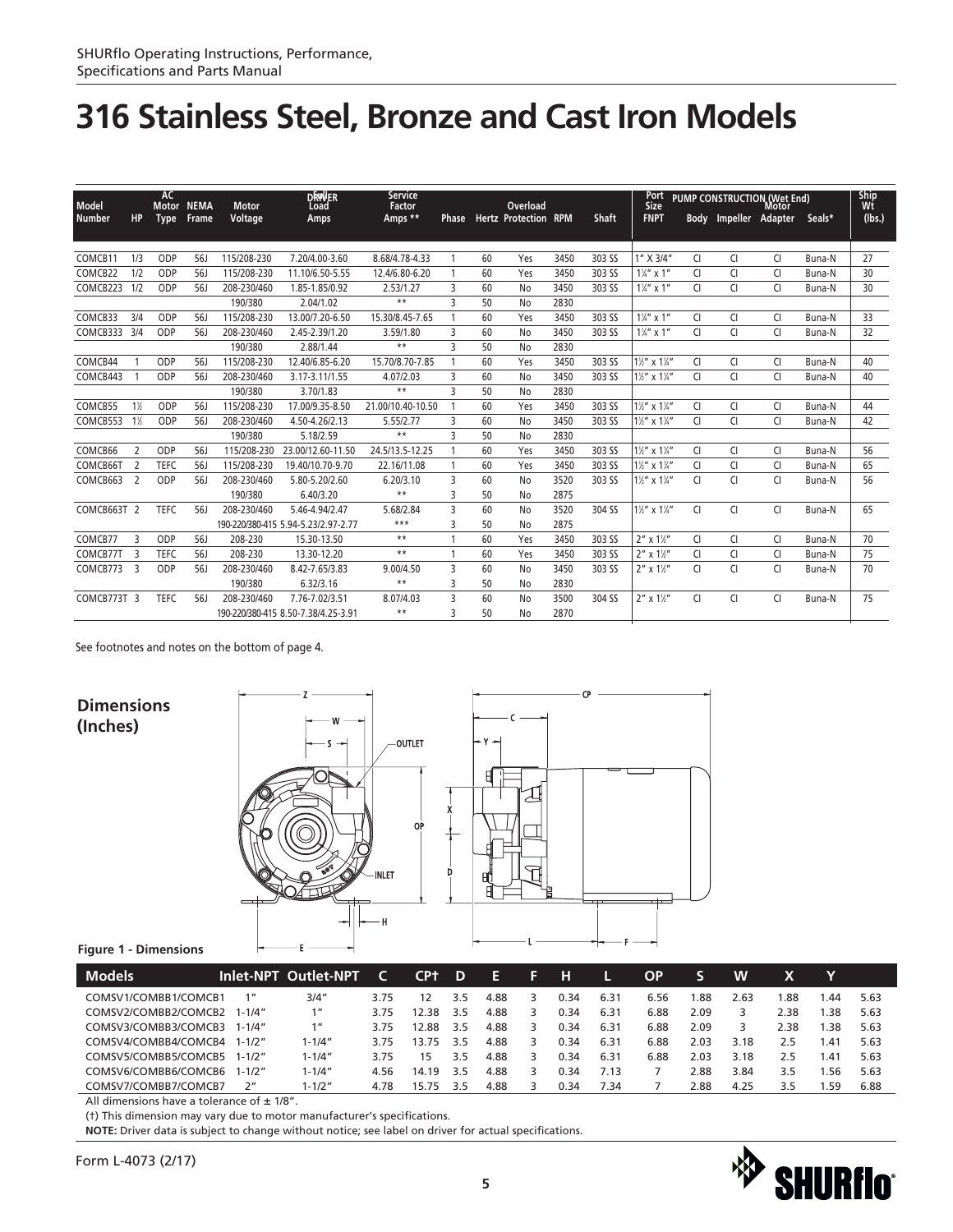# 316 Stainless Steel, Bronze and Cast Iron Models

| Model Number | HP | AC Motor Type | NEMA Frame | Motor Voltage | DRIVER Full Load Amps | Service Factor Amps ** | Phase | Hertz | Overload Protection | RPM | Shaft | Port Size FNPT | PUMP CONSTRUCTION (Wet End) Body | Impeller | Motor Adapter | Seals* | Ship Wt (lbs.) |
|---|---|---|---|---|---|---|---|---|---|---|---|---|---|---|---|---|---|
| COMCB11 | 1/3 | ODP | 56J | 115/208-230 | 7.20/4.00-3.60 | 8.68/4.78-4.33 | 1 | 60 | Yes | 3450 | 303 SS | 1" X 3/4" | CI | CI | CI | Buna-N | 27 |
| COMCB22 | 1/2 | ODP | 56J | 115/208-230 | 11.10/6.50-5.55 | 12.4/6.80-6.20 | 1 | 60 | Yes | 3450 | 303 SS | 1¼" x 1" | CI | CI | CI | Buna-N | 30 |
| COMCB223 | 1/2 | ODP | 56J | 208-230/460 | 1.85-1.85/0.92 | 2.53/1.27 | 3 | 60 | No | 3450 | 303 SS | 1¼" x 1" | CI | CI | CI | Buna-N | 30 |
| | | | | 190/380 | 2.04/1.02 | ** | 3 | 50 | No | 2830 | | | | | | | |
| COMCB33 | 3/4 | ODP | 56J | 115/208-230 | 13.00/7.20-6.50 | 15.30/8.45-7.65 | 1 | 60 | Yes | 3450 | 303 SS | 1¼" x 1" | CI | CI | CI | Buna-N | 33 |
| COMCB333 | 3/4 | ODP | 56J | 208-230/460 | 2.45-2.39/1.20 | 3.59/1.80 | 3 | 60 | No | 3450 | 303 SS | 1¼" x 1" | CI | CI | CI | Buna-N | 32 |
| | | | | 190/380 | 2.88/1.44 | ** | 3 | 50 | No | 2830 | | | | | | | |
| COMCB44 | 1 | ODP | 56J | 115/208-230 | 12.40/6.85-6.20 | 15.70/8.70-7.85 | 1 | 60 | Yes | 3450 | 303 SS | 1½" x 1¼" | CI | CI | CI | Buna-N | 40 |
| COMCB443 | 1 | ODP | 56J | 208-230/460 | 3.17-3.11/1.55 | 4.07/2.03 | 3 | 60 | No | 3450 | 303 SS | 1½" x 1¼" | CI | CI | CI | Buna-N | 40 |
| | | | | 190/380 | 3.70/1.83 | ** | 3 | 50 | No | 2830 | | | | | | | |
| COMCB55 | 1½ | ODP | 56J | 115/208-230 | 17.00/9.35-8.50 | 21.00/10.40-10.50 | 1 | 60 | Yes | 3450 | 303 SS | 1½" x 1¼" | CI | CI | CI | Buna-N | 44 |
| COMCB553 | 1½ | ODP | 56J | 208-230/460 | 4.50-4.26/2.13 | 5.55/2.77 | 3 | 60 | No | 3450 | 303 SS | 1½" x 1¼" | CI | CI | CI | Buna-N | 42 |
| | | | | 190/380 | 5.18/2.59 | ** | 3 | 50 | No | 2830 | | | | | | | |
| COMCB66 | 2 | ODP | 56J | 115/208-230 | 23.00/12.60-11.50 | 24.5/13.5-12.25 | 1 | 60 | Yes | 3450 | 303 SS | 1½" x 1¼" | CI | CI | CI | Buna-N | 56 |
| COMCB66T | 2 | TEFC | 56J | 115/208-230 | 19.40/10.70-9.70 | 22.16/11.08 | 1 | 60 | Yes | 3450 | 303 SS | 1½" x 1¼" | CI | CI | CI | Buna-N | 65 |
| COMCB663 | 2 | ODP | 56J | 208-230/460 | 5.80-5.20/2.60 | 6.20/3.10 | 3 | 60 | No | 3520 | 303 SS | 1½" x 1¼" | CI | CI | CI | Buna-N | 56 |
| | | | | 190/380 | 6.40/3.20 | ** | 3 | 50 | No | 2875 | | | | | | | |
| COMCB663T | 2 | TEFC | 56J | 208-230/460 | 5.46-4.94/2.47 | 5.68/2.84 | 3 | 60 | No | 3520 | 304 SS | 1½" x 1¼" | CI | CI | CI | Buna-N | 65 |
| | | | | 190-220/380-415 | 5.94-5.23/2.97-2.77 | *** | 3 | 50 | No | 2875 | | | | | | | |
| COMCB77 | 3 | ODP | 56J | 208-230 | 15.30-13.50 | ** | 1 | 60 | Yes | 3450 | 303 SS | 2" x 1½" | CI | CI | CI | Buna-N | 70 |
| COMCB77T | 3 | TEFC | 56J | 208-230 | 13.30-12.20 | ** | 1 | 60 | Yes | 3450 | 303 SS | 2" x 1½" | CI | CI | CI | Buna-N | 75 |
| COMCB773 | 3 | ODP | 56J | 208-230/460 | 8.42-7.65/3.83 | 9.00/4.50 | 3 | 60 | No | 3450 | 303 SS | 2" x 1½" | CI | CI | CI | Buna-N | 70 |
| | | | | 190/380 | 6.32/3.16 | ** | 3 | 50 | No | 2830 | | | | | | | |
| COMCB773T | 3 | TEFC | 56J | 208-230/460 | 7.76-7.02/3.51 | 8.07/4.03 | 3 | 60 | No | 3500 | 304 SS | 2" x 1½" | CI | CI | CI | Buna-N | 75 |
| | | | | 190-220/380-415 | 8.50-7.38/4.25-3.91 | ** | 3 | 50 | No | 2870 | | | | | | | |

See footnotes and notes on the bottom of page 4.

## Dimensions (Inches)

Figure 1 - Dimensions

| Models | Inlet-NPT | Outlet-NPT | C | CP† | D | E | F | H | L | OP | S | W | X | Y | Z |
|---|---|---|---|---|---|---|---|---|---|---|---|---|---|---|---|
| COMSV1/COMBB1/COMCB1 | 1" | 3/4" | 3.75 | 12 | 3.5 | 4.88 | 3 | 0.34 | 6.31 | 6.56 | 1.88 | 2.63 | 1.88 | 1.44 | 5.63 |
| COMSV2/COMBB2/COMCB2 | 1-1/4" | 1" | 3.75 | 12.38 | 3.5 | 4.88 | 3 | 0.34 | 6.31 | 6.88 | 2.09 | 3 | 2.38 | 1.38 | 5.63 |
| COMSV3/COMBB3/COMCB3 | 1-1/4" | 1" | 3.75 | 12.88 | 3.5 | 4.88 | 3 | 0.34 | 6.31 | 6.88 | 2.09 | 3 | 2.38 | 1.38 | 5.63 |
| COMSV4/COMBB4/COMCB4 | 1-1/2" | 1-1/4" | 3.75 | 13.75 | 3.5 | 4.88 | 3 | 0.34 | 6.31 | 6.88 | 2.03 | 3.18 | 2.5 | 1.41 | 5.63 |
| COMSV5/COMBB5/COMCB5 | 1-1/2" | 1-1/4" | 3.75 | 15 | 3.5 | 4.88 | 3 | 0.34 | 6.31 | 6.88 | 2.03 | 3.18 | 2.5 | 1.41 | 5.63 |
| COMSV6/COMBB6/COMCB6 | 1-1/2" | 1-1/4" | 4.56 | 14.19 | 3.5 | 4.88 | 3 | 0.34 | 7.13 | 7 | 2.88 | 3.84 | 3.5 | 1.56 | 5.63 |
| COMSV7/COMBB7/COMCB7 | 2" | 1-1/2" | 4.78 | 15.75 | 3.5 | 4.88 | 3 | 0.34 | 7.34 | 7 | 2.88 | 4.25 | 3.5 | 1.59 | 6.88 |

All dimensions have a tolerance of ± 1/8".

(†) This dimension may vary due to motor manufacturer's specifications.

**NOTE:** Driver data is subject to change without notice; see label on driver for actual specifications.

Form L-4073 (2/17)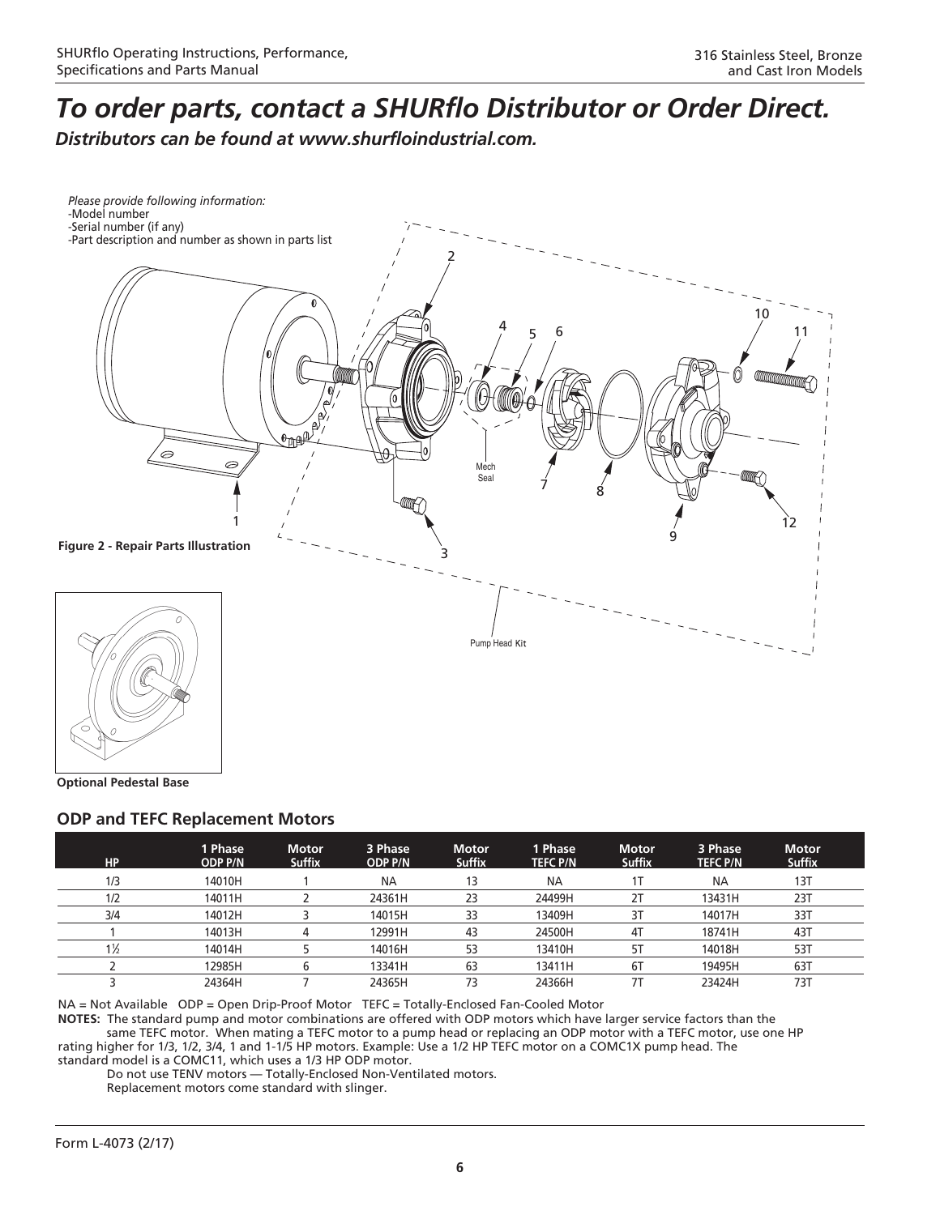# *To order parts, contact a SHURflo Distributor or Order Direct.*

***Distributors can be found at www.shurfloindustrial.com.***

*Please provide following information:*
-Model number
-Serial number (if any)
-Part description and number as shown in parts list

**Figure 2 - Repair Parts Illustration**

**Optional Pedestal Base**

## ODP and TEFC Replacement Motors

| HP | 1 Phase ODP P/N | Motor Suffix | 3 Phase ODP P/N | Motor Suffix | 1 Phase TEFC P/N | Motor Suffix | 3 Phase TEFC P/N | Motor Suffix |
|---|---|---|---|---|---|---|---|---|
| 1/3 | 14010H | 1 | NA | 13 | NA | 1T | NA | 13T |
| 1/2 | 14011H | 2 | 24361H | 23 | 24499H | 2T | 13431H | 23T |
| 3/4 | 14012H | 3 | 14015H | 33 | 13409H | 3T | 14017H | 33T |
| 1 | 14013H | 4 | 12991H | 43 | 24500H | 4T | 18741H | 43T |
| 1½ | 14014H | 5 | 14016H | 53 | 13410H | 5T | 14018H | 53T |
| 2 | 12985H | 6 | 13341H | 63 | 13411H | 6T | 19495H | 63T |
| 3 | 24364H | 7 | 24365H | 73 | 24366H | 7T | 23424H | 73T |

NA = Not Available ODP = Open Drip-Proof Motor TEFC = Totally-Enclosed Fan-Cooled Motor

**NOTES:** The standard pump and motor combinations are offered with ODP motors which have larger service factors than the same TEFC motor. When mating a TEFC motor to a pump head or replacing an ODP motor with a TEFC motor, use one HP rating higher for 1/3, 1/2, 3/4, 1 and 1-1/5 HP motors. Example: Use a 1/2 HP TEFC motor on a COMC1X pump head. The standard model is a COMC11, which uses a 1/3 HP ODP motor.

Do not use TENV motors — Totally-Enclosed Non-Ventilated motors.

Replacement motors come standard with slinger.

Form L-4073 (2/17)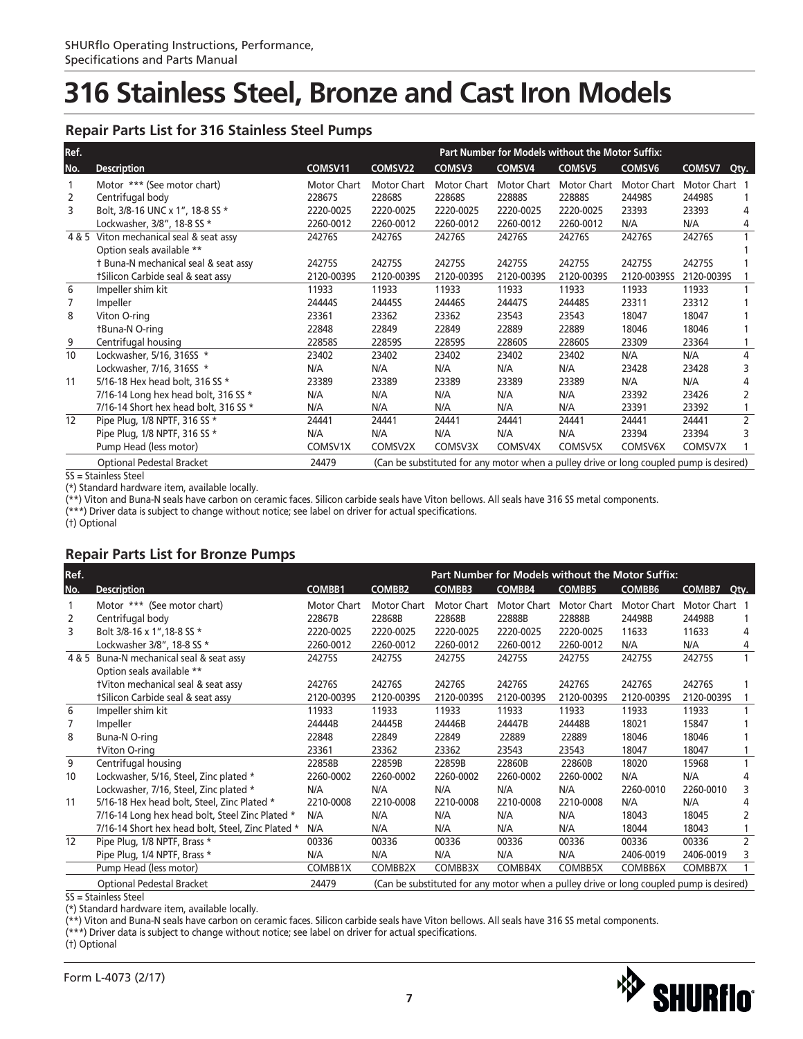# 316 Stainless Steel, Bronze and Cast Iron Models

## Repair Parts List for 316 Stainless Steel Pumps

| Ref. | | Part Number for Models without the Motor Suffix: | | | | | | | |
|---|---|---|---|---|---|---|---|---|---|
| No. | Description | COMSV11 | COMSV22 | COMSV3 | COMSV4 | COMSV5 | COMSV6 | COMSV7 | Qty. |
| 1 | Motor *** (See motor chart) | Motor Chart | Motor Chart | Motor Chart | Motor Chart | Motor Chart | Motor Chart | Motor Chart | 1 |
| 2 | Centrifugal body | 22867S | 22868S | 22868S | 22888S | 22888S | 24498S | 24498S | 1 |
| 3 | Bolt, 3/8-16 UNC x 1", 18-8 SS * | 2220-0025 | 2220-0025 | 2220-0025 | 2220-0025 | 2220-0025 | 23393 | 23393 | 4 |
| | Lockwasher, 3/8", 18-8 SS * | 2260-0012 | 2260-0012 | 2260-0012 | 2260-0012 | 2260-0012 | N/A | N/A | 4 |
| 4 & 5 | Viton mechanical seal & seat assy | 24276S | 24276S | 24276S | 24276S | 24276S | 24276S | 24276S | 1 |
| | Option seals available ** | | | | | | | | 1 |
| | † Buna-N mechanical seal & seat assy | 24275S | 24275S | 24275S | 24275S | 24275S | 24275S | 24275S | 1 |
| | †Silicon Carbide seal & seat assy | 2120-0039S | 2120-0039S | 2120-0039S | 2120-0039S | 2120-0039S | 2120-0039SS | 2120-0039S | 1 |
| 6 | Impeller shim kit | 11933 | 11933 | 11933 | 11933 | 11933 | 11933 | 11933 | 1 |
| 7 | Impeller | 24444S | 24445S | 24446S | 24447S | 24448S | 23311 | 23312 | 1 |
| 8 | Viton O-ring | 23361 | 23362 | 23362 | 23543 | 23543 | 18047 | 18047 | 1 |
| | †Buna-N O-ring | 22848 | 22849 | 22849 | 22889 | 22889 | 18046 | 18046 | 1 |
| 9 | Centrifugal housing | 22858S | 22859S | 22859S | 22860S | 22860S | 23309 | 23364 | 1 |
| 10 | Lockwasher, 5/16, 316SS * | 23402 | 23402 | 23402 | 23402 | 23402 | N/A | N/A | 4 |
| | Lockwasher, 7/16, 316SS * | N/A | N/A | N/A | N/A | N/A | 23428 | 23428 | 3 |
| 11 | 5/16-18 Hex head bolt, 316 SS * | 23389 | 23389 | 23389 | 23389 | 23389 | N/A | N/A | 4 |
| | 7/16-14 Long hex head bolt, 316 SS * | N/A | N/A | N/A | N/A | N/A | 23392 | 23426 | 2 |
| | 7/16-14 Short hex head bolt, 316 SS * | N/A | N/A | N/A | N/A | N/A | 23391 | 23392 | 1 |
| 12 | Pipe Plug, 1/8 NPTF, 316 SS * | 24441 | 24441 | 24441 | 24441 | 24441 | 24441 | 24441 | 2 |
| | Pipe Plug, 1/8 NPTF, 316 SS * | N/A | N/A | N/A | N/A | N/A | 23394 | 23394 | 3 |
| | Pump Head (less motor) | COMSV1X | COMSV2X | COMSV3X | COMSV4X | COMSV5X | COMSV6X | COMSV7X | 1 |
| | Optional Pedestal Bracket | 24479 | (Can be substituted for any motor when a pulley drive or long coupled pump is desired) | | | | | | |

SS = Stainless Steel

(*) Standard hardware item, available locally.

(**) Viton and Buna-N seals have carbon on ceramic faces. Silicon carbide seals have Viton bellows. All seals have 316 SS metal components.

(***) Driver data is subject to change without notice; see label on driver for actual specifications.

(†) Optional

## Repair Parts List for Bronze Pumps

| Ref. | | Part Number for Models without the Motor Suffix: | | | | | | | |
|---|---|---|---|---|---|---|---|---|---|
| No. | Description | COMBB1 | COMBB2 | COMBB3 | COMBB4 | COMBB5 | COMBB6 | COMBB7 | Qty. |
| 1 | Motor *** (See motor chart) | Motor Chart | Motor Chart | Motor Chart | Motor Chart | Motor Chart | Motor Chart | Motor Chart | 1 |
| 2 | Centrifugal body | 22867B | 22868B | 22868B | 22888B | 22888B | 24498B | 24498B | 1 |
| 3 | Bolt 3/8-16 x 1",18-8 SS * | 2220-0025 | 2220-0025 | 2220-0025 | 2220-0025 | 2220-0025 | 11633 | 11633 | 4 |
| | Lockwasher 3/8", 18-8 SS * | 2260-0012 | 2260-0012 | 2260-0012 | 2260-0012 | 2260-0012 | N/A | N/A | 4 |
| 4 & 5 | Buna-N mechanical seal & seat assy | 24275S | 24275S | 24275S | 24275S | 24275S | 24275S | 24275S | 1 |
| | Option seals available ** | | | | | | | | |
| | †Viton mechanical seal & seat assy | 24276S | 24276S | 24276S | 24276S | 24276S | 24276S | 24276S | 1 |
| | †Silicon Carbide seal & seat assy | 2120-0039S | 2120-0039S | 2120-0039S | 2120-0039S | 2120-0039S | 2120-0039S | 2120-0039S | 1 |
| 6 | Impeller shim kit | 11933 | 11933 | 11933 | 11933 | 11933 | 11933 | 11933 | 1 |
| 7 | Impeller | 24444B | 24445B | 24446B | 24447B | 24448B | 18021 | 15847 | 1 |
| 8 | Buna-N O-ring | 22848 | 22849 | 22849 | 22889 | 22889 | 18046 | 18046 | 1 |
| | †Viton O-ring | 23361 | 23362 | 23362 | 23543 | 23543 | 18047 | 18047 | 1 |
| 9 | Centrifugal housing | 22858B | 22859B | 22859B | 22860B | 22860B | 18020 | 15968 | 1 |
| 10 | Lockwasher, 5/16, Steel, Zinc plated * | 2260-0002 | 2260-0002 | 2260-0002 | 2260-0002 | 2260-0002 | N/A | N/A | 4 |
| | Lockwasher, 7/16, Steel, Zinc plated * | N/A | N/A | N/A | N/A | N/A | 2260-0010 | 2260-0010 | 3 |
| 11 | 5/16-18 Hex head bolt, Steel, Zinc Plated * | 2210-0008 | 2210-0008 | 2210-0008 | 2210-0008 | 2210-0008 | N/A | N/A | 4 |
| | 7/16-14 Long hex head bolt, Steel Zinc Plated * | N/A | N/A | N/A | N/A | N/A | 18043 | 18045 | 2 |
| | 7/16-14 Short hex head bolt, Steel, Zinc Plated * | N/A | N/A | N/A | N/A | N/A | 18044 | 18043 | 1 |
| 12 | Pipe Plug, 1/8 NPTF, Brass * | 00336 | 00336 | 00336 | 00336 | 00336 | 00336 | 00336 | 2 |
| | Pipe Plug, 1/4 NPTF, Brass * | N/A | N/A | N/A | N/A | N/A | 2406-0019 | 2406-0019 | 3 |
| | Pump Head (less motor) | COMBB1X | COMBB2X | COMBB3X | COMBB4X | COMBB5X | COMBB6X | COMBB7X | 1 |
| | Optional Pedestal Bracket | 24479 | (Can be substituted for any motor when a pulley drive or long coupled pump is desired) | | | | | | |

SS = Stainless Steel

(*) Standard hardware item, available locally.

(**) Viton and Buna-N seals have carbon on ceramic faces. Silicon carbide seals have Viton bellows. All seals have 316 SS metal components.

(***) Driver data is subject to change without notice; see label on driver for actual specifications.

(†) Optional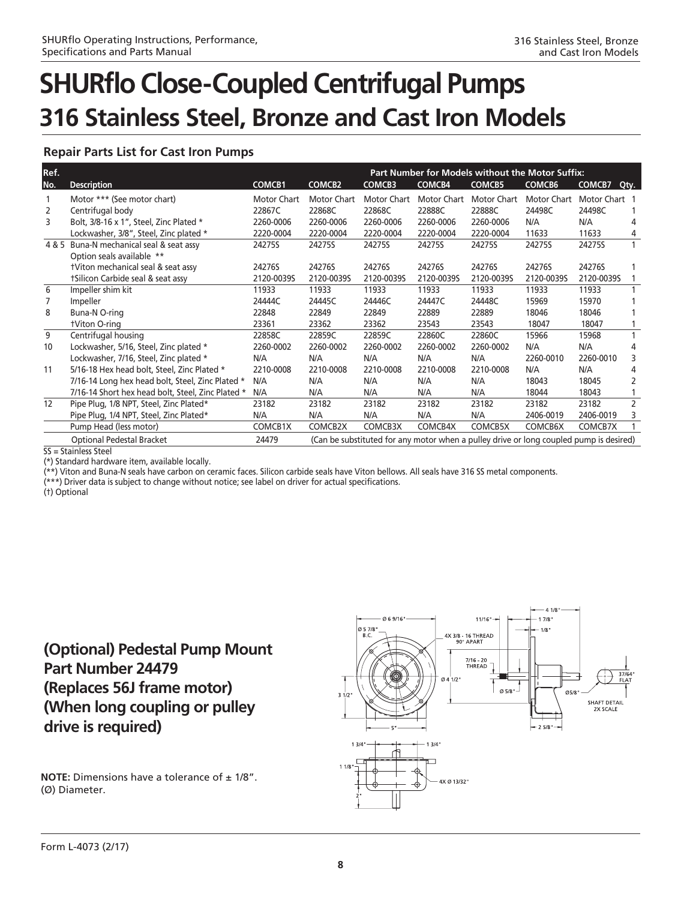# SHURflo Close-Coupled Centrifugal Pumps

## 316 Stainless Steel, Bronze and Cast Iron Models

### Repair Parts List for Cast Iron Pumps

| Ref. No. | Description | COMCB1 | COMCB2 | COMCB3 | COMCB4 | COMCB5 | COMCB6 | COMCB7 | Qty. |
|---|---|---|---|---|---|---|---|---|---|
| | | Part Number for Models without the Motor Suffix: | | | | | | | |
| 1 | Motor *** (See motor chart) | Motor Chart | Motor Chart | Motor Chart | Motor Chart | Motor Chart | Motor Chart | Motor Chart | 1 |
| 2 | Centrifugal body | 22867C | 22868C | 22868C | 22888C | 22888C | 24498C | 24498C | 1 |
| 3 | Bolt, 3/8-16 x 1", Steel, Zinc Plated * | 2260-0006 | 2260-0006 | 2260-0006 | 2260-0006 | 2260-0006 | N/A | N/A | 4 |
| | Lockwasher, 3/8", Steel, Zinc plated * | 2220-0004 | 2220-0004 | 2220-0004 | 2220-0004 | 2220-0004 | 11633 | 11633 | 4 |
| 4 & 5 | Buna-N mechanical seal & seat assy | 24275S | 24275S | 24275S | 24275S | 24275S | 24275S | 24275S | 1 |
| | Option seals available ** | | | | | | | | |
| | †Viton mechanical seal & seat assy | 24276S | 24276S | 24276S | 24276S | 24276S | 24276S | 24276S | 1 |
| | †Silicon Carbide seal & seat assy | 2120-0039S | 2120-0039S | 2120-0039S | 2120-0039S | 2120-0039S | 2120-0039S | 2120-0039S | 1 |
| 6 | Impeller shim kit | 11933 | 11933 | 11933 | 11933 | 11933 | 11933 | 11933 | 1 |
| 7 | Impeller | 24444C | 24445C | 24446C | 24447C | 24448C | 15969 | 15970 | 1 |
| 8 | Buna-N O-ring | 22848 | 22849 | 22849 | 22889 | 22889 | 18046 | 18046 | 1 |
| | †Viton O-ring | 23361 | 23362 | 23362 | 23543 | 23543 | 18047 | 18047 | 1 |
| 9 | Centrifugal housing | 22858C | 22859C | 22859C | 22860C | 22860C | 15966 | 15968 | 1 |
| 10 | Lockwasher, 5/16, Steel, Zinc plated * | 2260-0002 | 2260-0002 | 2260-0002 | 2260-0002 | 2260-0002 | N/A | N/A | 4 |
| | Lockwasher, 7/16, Steel, Zinc plated * | N/A | N/A | N/A | N/A | N/A | 2260-0010 | 2260-0010 | 3 |
| 11 | 5/16-18 Hex head bolt, Steel, Zinc Plated * | 2210-0008 | 2210-0008 | 2210-0008 | 2210-0008 | 2210-0008 | N/A | N/A | 4 |
| | 7/16-14 Long hex head bolt, Steel, Zinc Plated * | N/A | N/A | N/A | N/A | N/A | 18043 | 18045 | 2 |
| | 7/16-14 Short hex head bolt, Steel, Zinc Plated * | N/A | N/A | N/A | N/A | N/A | 18044 | 18043 | 1 |
| 12 | Pipe Plug, 1/8 NPT, Steel, Zinc Plated* | 23182 | 23182 | 23182 | 23182 | 23182 | 23182 | 23182 | 2 |
| | Pipe Plug, 1/4 NPT, Steel, Zinc Plated* | N/A | N/A | N/A | N/A | N/A | 2406-0019 | 2406-0019 | 3 |
| | Pump Head (less motor) | COMCB1X | COMCB2X | COMCB3X | COMCB4X | COMCB5X | COMCB6X | COMCB7X | 1 |
| | Optional Pedestal Bracket | 24479 | (Can be substituted for any motor when a pulley drive or long coupled pump is desired) | | | | | | |

SS = Stainless Steel

(*) Standard hardware item, available locally.

(**) Viton and Buna-N seals have carbon on ceramic faces. Silicon carbide seals have Viton bellows. All seals have 316 SS metal components.

(***) Driver data is subject to change without notice; see label on driver for actual specifications.

(†) Optional

## (Optional) Pedestal Pump Mount Part Number 24479 (Replaces 56J frame motor) (When long coupling or pulley drive is required)

**NOTE:** Dimensions have a tolerance of ± 1/8".
(Ø) Diameter.

Ø 6 9/16" · Ø 5 7/8" B.C. · 4X 3/8 - 16 THREAD 90° APART · 11/16" · 4 1/8" · 1 7/8" · 1/8" · 7/16 - 20 THREAD · Ø 4 1/2" · Ø 5/8" · Ø5/8" · 37/64" FLAT · SHAFT DETAIL 2X SCALE · 3 1/2" · 5" · 2 5/8" · 1 3/4" · 1 3/4" · 1 1/8" · 4X Ø 13/32" · 2"

Form L-4073 (2/17)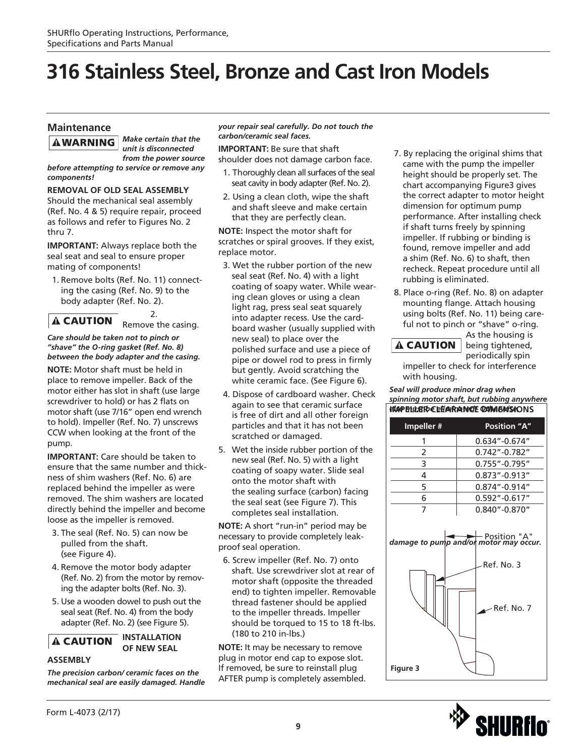# 316 Stainless Steel, Bronze and Cast Iron Models

## Maintenance

**⚠WARNING** ***Make certain that the unit is disconnected from the power source before attempting to service or remove any components!***

**REMOVAL OF OLD SEAL ASSEMBLY**

Should the mechanical seal assembly (Ref. No. 4 & 5) require repair, proceed as follows and refer to Figures No. 2 thru 7.

**IMPORTANT:** Always replace both the seal seat and seal to ensure proper mating of components!

1. Remove bolts (Ref. No. 11) connecting the casing (Ref. No. 9) to the body adapter (Ref. No. 2).
2. Remove the casing.

**⚠ CAUTION** ***Care should be taken not to pinch or "shave" the O-ring gasket (Ref. No. 8) between the body adapter and the casing.***

**NOTE:** Motor shaft must be held in place to remove impeller. Back of the motor either has slot in shaft (use large screwdriver to hold) or has 2 flats on motor shaft (use 7/16" open end wrench to hold). Impeller (Ref. No. 7) unscrews CCW when looking at the front of the pump.

**IMPORTANT:** Care should be taken to ensure that the same number and thickness of shim washers (Ref. No. 6) are replaced behind the impeller as were removed. The shim washers are located directly behind the impeller and become loose as the impeller is removed.

3. The seal (Ref. No. 5) can now be pulled from the shaft. (see Figure 4).
4. Remove the motor body adapter (Ref. No. 2) from the motor by removing the adapter bolts (Ref. No. 3).
5. Use a wooden dowel to push out the seal seat (Ref. No. 4) from the body adapter (Ref. No. 2) (see Figure 5).

**⚠ CAUTION** **INSTALLATION OF NEW SEAL ASSEMBLY**

***The precision carbon/ ceramic faces on the mechanical seal are easily damaged. Handle your repair seal carefully. Do not touch the carbon/ceramic seal faces.***

**IMPORTANT:** Be sure that shaft shoulder does not damage carbon face.

1. Thoroughly clean all surfaces of the seal seat cavity in body adapter (Ref. No. 2).
2. Using a clean cloth, wipe the shaft and shaft sleeve and make certain that they are perfectly clean.

**NOTE:** Inspect the motor shaft for scratches or spiral grooves. If they exist, replace motor.

3. Wet the rubber portion of the new seal seat (Ref. No. 4) with a light coating of soapy water. While wearing clean gloves or using a clean light rag, press seal seat squarely into adapter recess. Use the cardboard washer (usually supplied with new seal) to place over the polished surface and use a piece of pipe or dowel rod to press in firmly but gently. Avoid scratching the white ceramic face. (See Figure 6).
4. Dispose of cardboard washer. Check again to see that ceramic surface is free of dirt and all other foreign particles and that it has not been scratched or damaged.
5. Wet the inside rubber portion of the new seal (Ref. No. 5) with a light coating of soapy water. Slide seal onto the motor shaft with the sealing surface (carbon) facing the seal seat (see Figure 7). This completes seal installation.

**NOTE:** A short "run-in" period may be necessary to provide completely leak-proof seal operation.

6. Screw impeller (Ref. No. 7) onto shaft. Use screwdriver slot at rear of motor shaft (opposite the threaded end) to tighten impeller. Removable thread fastener should be applied to the impeller threads. Impeller should be torqued to 15 to 18 ft-lbs. (180 to 210 in-lbs.)

**NOTE:** It may be necessary to remove plug in motor end cap to expose slot. If removed, be sure to reinstall plug AFTER pump is completely assembled.

7. By replacing the original shims that came with the pump the impeller height should be properly set. The chart accompanying Figure3 gives the correct adapter to motor height dimension for optimum pump performance. After installing check if shaft turns freely by spinning impeller. If rubbing or binding is found, remove impeller and add a shim (Ref. No. 6) to shaft, then recheck. Repeat procedure until all rubbing is eliminated.
8. Place o-ring (Ref. No. 8) on adapter mounting flange. Attach housing using bolts (Ref. No. 11) being careful not to pinch or "shave" o-ring.

**⚠ CAUTION** As the housing is being tightened, periodically spin impeller to check for interference with housing.

***Seal will produce minor drag when spinning motor shaft, but rubbing anywhere else will need to be fixed or damage to pump and/or motor may occur.***

**IMPELLER CLEARANCE DIMENSIONS**

| Impeller # | Position "A" |
|---|---|
| 1 | 0.634"-0.674" |
| 2 | 0.742"-0.782" |
| 3 | 0.755"-0.795" |
| 4 | 0.873"-0.913" |
| 5 | 0.874"-0.914" |
| 6 | 0.592"-0.617" |
| 7 | 0.840"-0.870" |

Position "A"

Ref. No. 3

Ref. No. 7

Figure 3

Form L-4073 (2/17)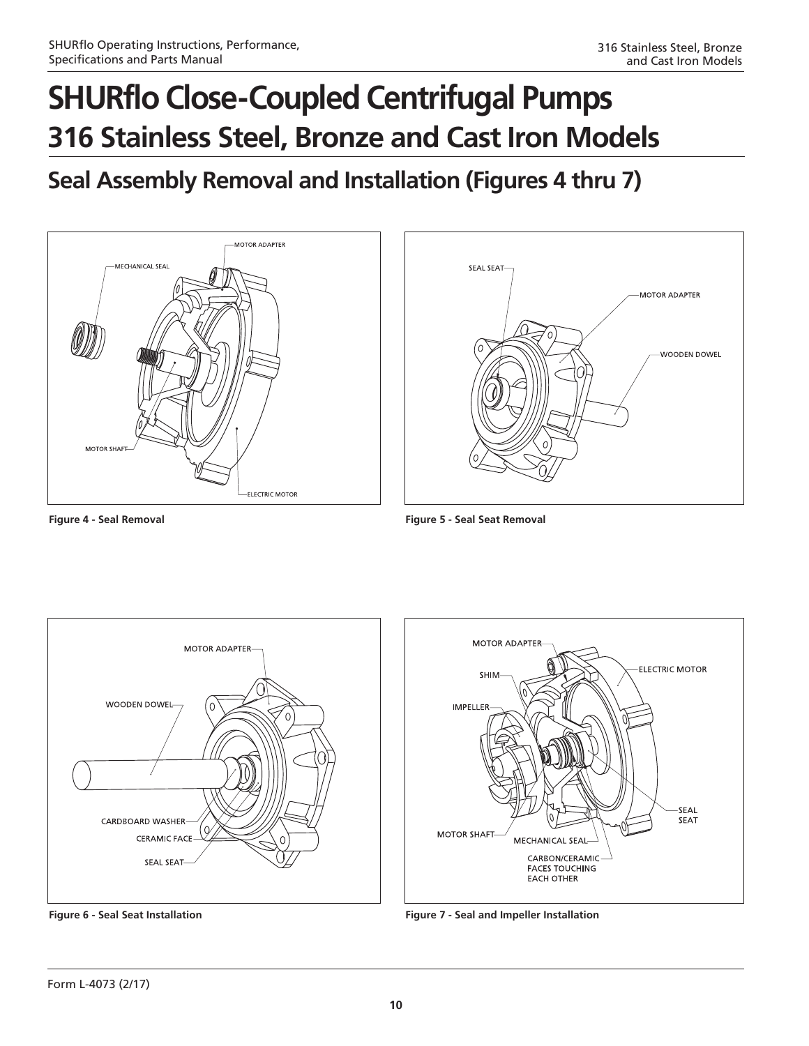# SHURflo Close-Coupled Centrifugal Pumps

## 316 Stainless Steel, Bronze and Cast Iron Models

## Seal Assembly Removal and Installation (Figures 4 thru 7)

MOTOR ADAPTER
MECHANICAL SEAL
MOTOR SHAFT
ELECTRIC MOTOR

**Figure 4 - Seal Removal**

SEAL SEAT
MOTOR ADAPTER
WOODEN DOWEL

**Figure 5 - Seal Seat Removal**

MOTOR ADAPTER
WOODEN DOWEL
CARDBOARD WASHER
CERAMIC FACE
SEAL SEAT

**Figure 6 - Seal Seat Installation**

MOTOR ADAPTER
SHIM
IMPELLER
ELECTRIC MOTOR
SEAL SEAT
MOTOR SHAFT
MECHANICAL SEAL
CARBON/CERAMIC FACES TOUCHING EACH OTHER

**Figure 7 - Seal and Impeller Installation**

Form L-4073 (2/17)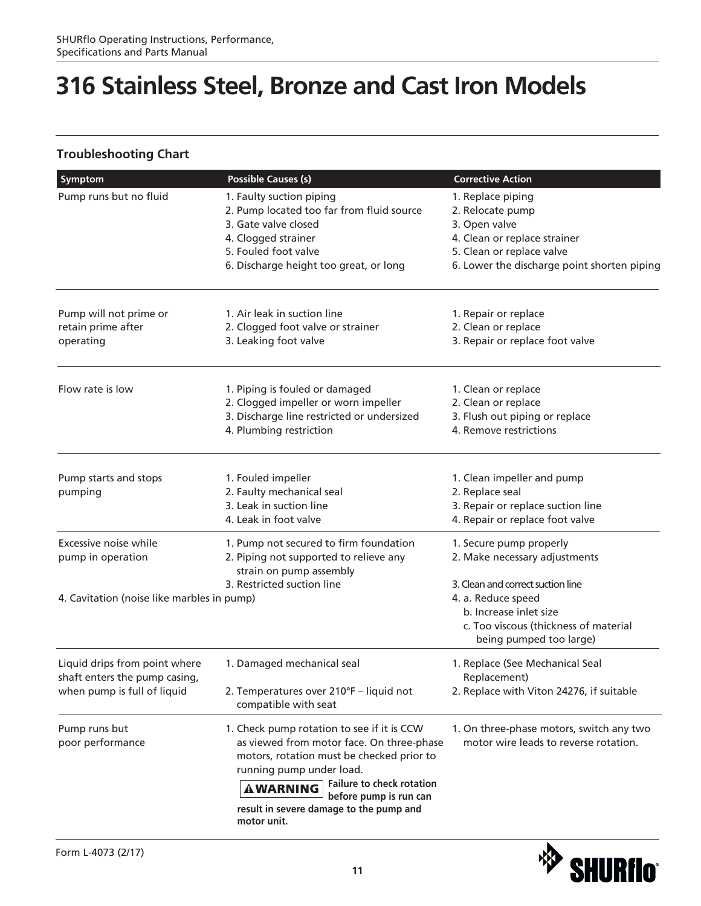# 316 Stainless Steel, Bronze and Cast Iron Models

## Troubleshooting Chart

| Symptom | Possible Causes (s) | Corrective Action |
|---|---|---|
| Pump runs but no fluid | 1. Faulty suction piping<br>2. Pump located too far from fluid source<br>3. Gate valve closed<br>4. Clogged strainer<br>5. Fouled foot valve<br>6. Discharge height too great, or long | 1. Replace piping<br>2. Relocate pump<br>3. Open valve<br>4. Clean or replace strainer<br>5. Clean or replace valve<br>6. Lower the discharge point shorten piping |
| Pump will not prime or retain prime after operating | 1. Air leak in suction line<br>2. Clogged foot valve or strainer<br>3. Leaking foot valve | 1. Repair or replace<br>2. Clean or replace<br>3. Repair or replace foot valve |
| Flow rate is low | 1. Piping is fouled or damaged<br>2. Clogged impeller or worn impeller<br>3. Discharge line restricted or undersized<br>4. Plumbing restriction | 1. Clean or replace<br>2. Clean or replace<br>3. Flush out piping or replace<br>4. Remove restrictions |
| Pump starts and stops pumping | 1. Fouled impeller<br>2. Faulty mechanical seal<br>3. Leak in suction line<br>4. Leak in foot valve | 1. Clean impeller and pump<br>2. Replace seal<br>3. Repair or replace suction line<br>4. Repair or replace foot valve |
| Excessive noise while pump in operation | 1. Pump not secured to firm foundation<br>2. Piping not supported to relieve any strain on pump assembly<br>3. Restricted suction line<br>4. Cavitation (noise like marbles in pump) | 1. Secure pump properly<br>2. Make necessary adjustments<br>3. Clean and correct suction line<br>4. a. Reduce speed<br>b. Increase inlet size<br>c. Too viscous (thickness of material being pumped too large) |
| Liquid drips from point where shaft enters the pump casing, when pump is full of liquid | 1. Damaged mechanical seal<br>2. Temperatures over 210°F – liquid not compatible with seat | 1. Replace (See Mechanical Seal Replacement)<br>2. Replace with Viton 24276, if suitable |
| Pump runs but poor performance | 1. Check pump rotation to see if it is CCW as viewed from motor face. On three-phase motors, rotation must be checked prior to running pump under load.<br>**⚠WARNING Failure to check rotation before pump is run can result in severe damage to the pump and motor unit.** | 1. On three-phase motors, switch any two motor wire leads to reverse rotation. |

Form L-4073 (2/17)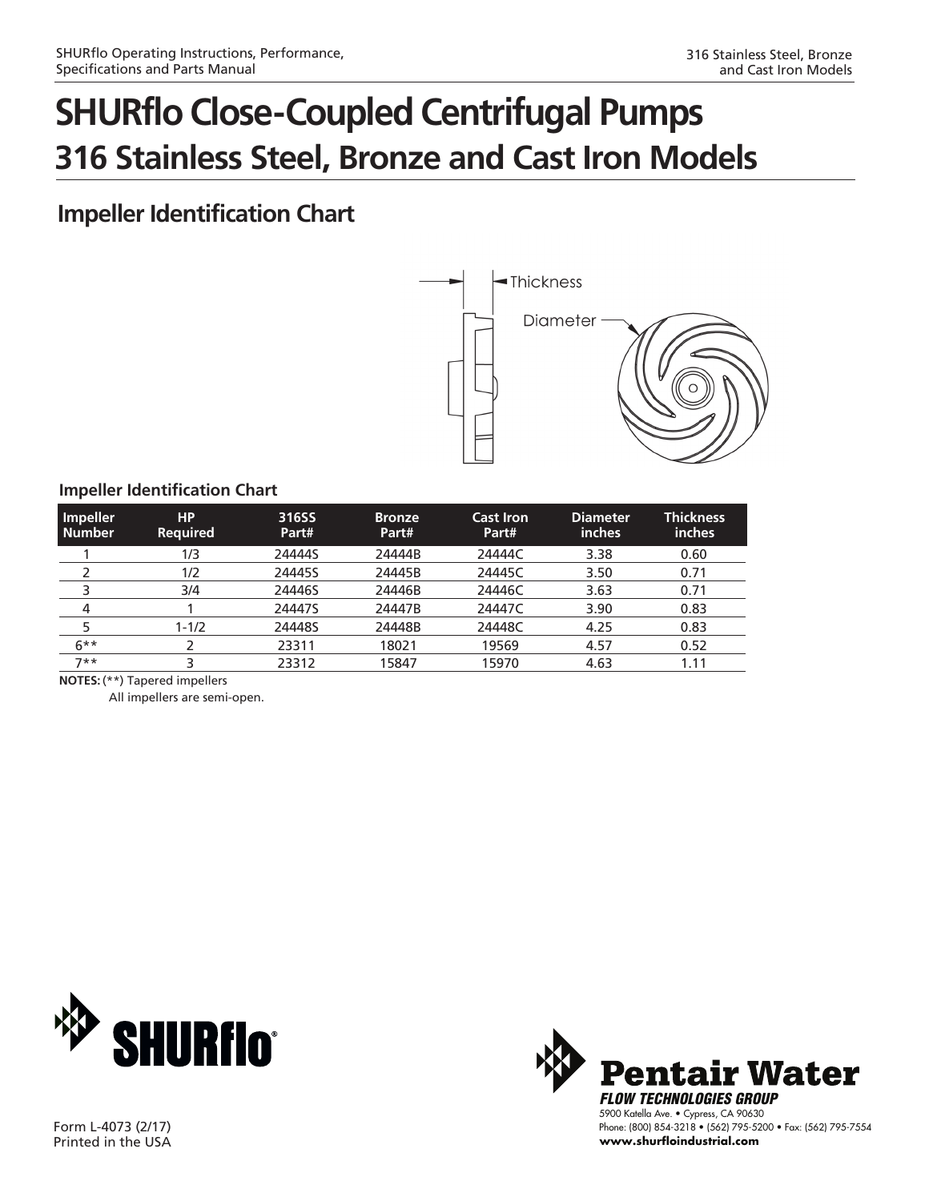# SHURflo Close-Coupled Centrifugal Pumps
## 316 Stainless Steel, Bronze and Cast Iron Models

### Impeller Identification Chart

Thickness

Diameter

**Impeller Identification Chart**

| Impeller Number | HP Required | 316SS Part# | Bronze Part# | Cast Iron Part# | Diameter inches | Thickness inches |
|---|---|---|---|---|---|---|
| 1 | 1/3 | 24444S | 24444B | 24444C | 3.38 | 0.60 |
| 2 | 1/2 | 24445S | 24445B | 24445C | 3.50 | 0.71 |
| 3 | 3/4 | 24446S | 24446B | 24446C | 3.63 | 0.71 |
| 4 | 1 | 24447S | 24447B | 24447C | 3.90 | 0.83 |
| 5 | 1-1/2 | 24448S | 24448B | 24448C | 4.25 | 0.83 |
| 6** | 2 | 23311 | 18021 | 19569 | 4.57 | 0.52 |
| 7** | 3 | 23312 | 15847 | 15970 | 4.63 | 1.11 |

**NOTES:** (**) Tapered impellers
All impellers are semi-open.

SHURflo

Pentair Water
*FLOW TECHNOLOGIES GROUP*
5900 Katella Ave. • Cypress, CA 90630
Phone: (800) 854-3218 • (562) 795-5200 • Fax: (562) 795-7554
**www.shurfloindustrial.com**

Form L-4073 (2/17)
Printed in the USA